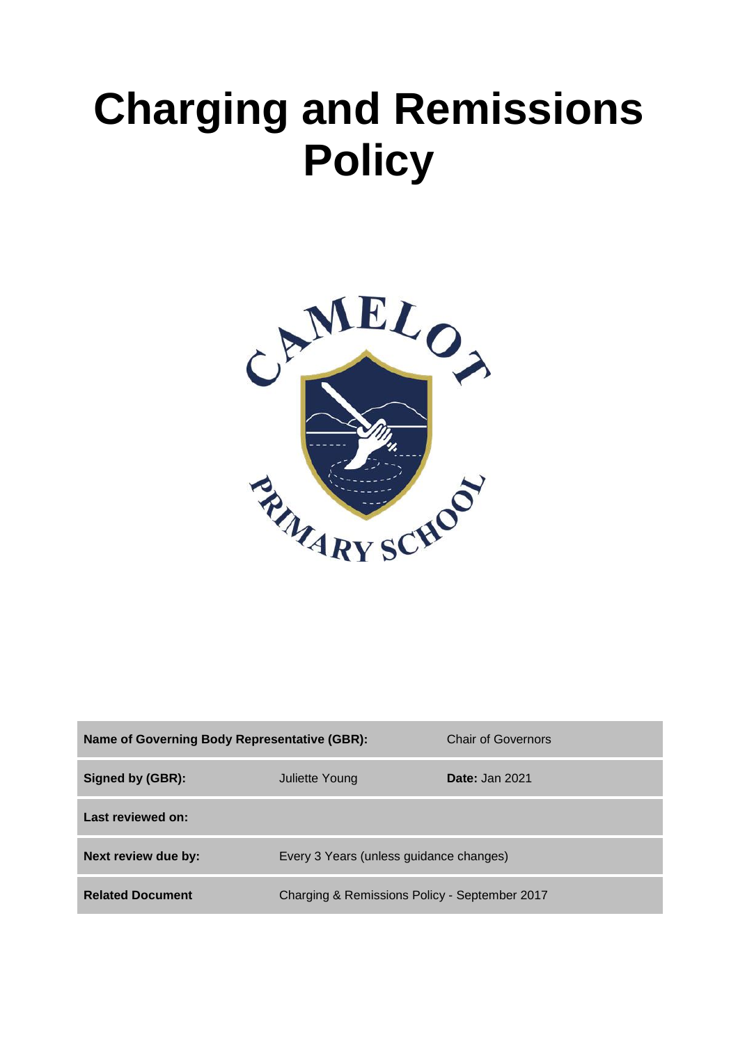# Charging and Remissions Policy

| Name of Governing Body Representative (GBR): | | Chair of Governors |
|---|---|---|
| **Signed by (GBR):** | Juliette Young | **Date:** Jan 2021 |
| **Last reviewed on:** | | |
| **Next review due by:** | Every 3 Years (unless guidance changes) | |
| **Related Document** | Charging & Remissions Policy - September 2017 | |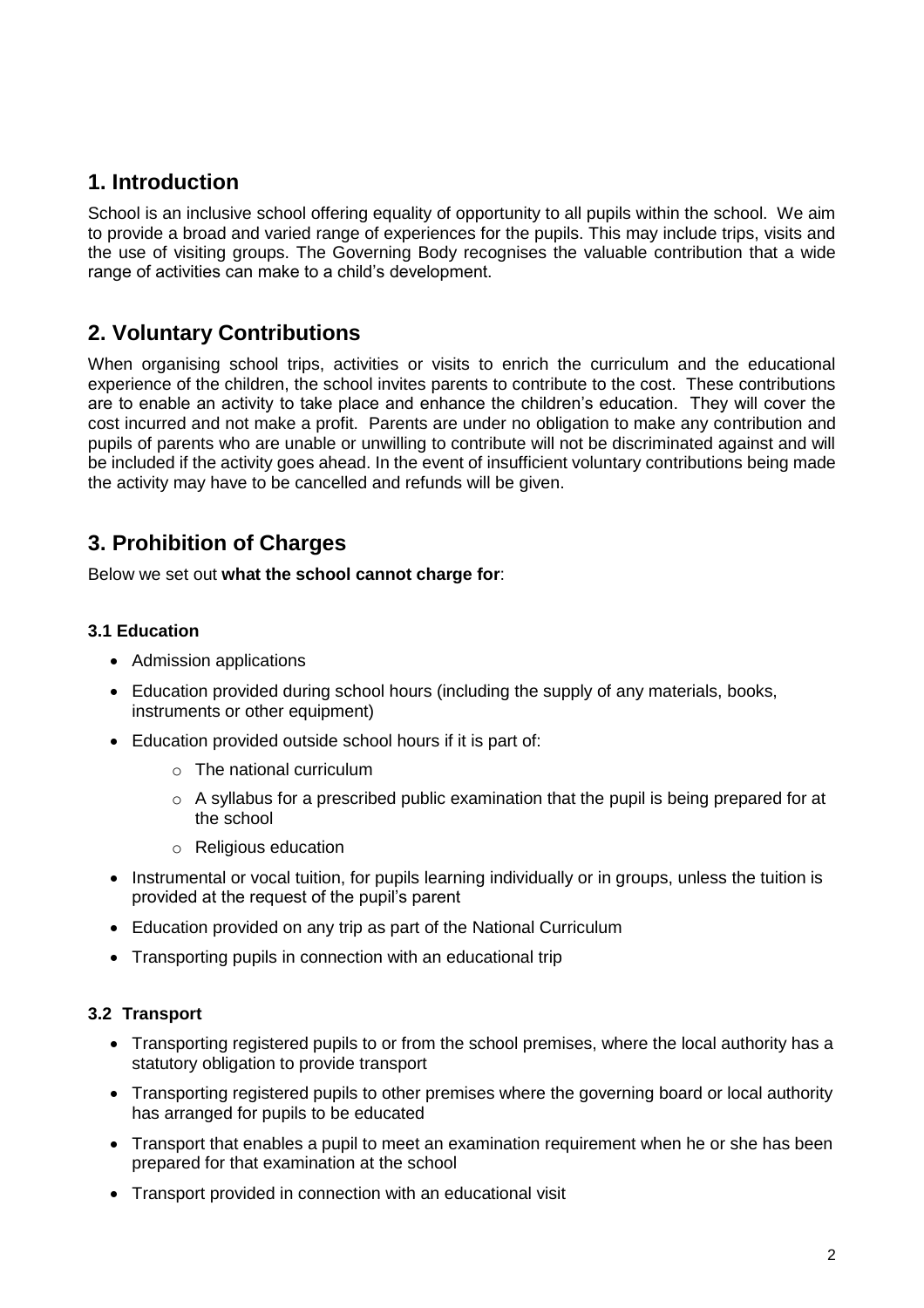## 1. Introduction

School is an inclusive school offering equality of opportunity to all pupils within the school. We aim to provide a broad and varied range of experiences for the pupils. This may include trips, visits and the use of visiting groups. The Governing Body recognises the valuable contribution that a wide range of activities can make to a child's development.

## 2. Voluntary Contributions

When organising school trips, activities or visits to enrich the curriculum and the educational experience of the children, the school invites parents to contribute to the cost. These contributions are to enable an activity to take place and enhance the children's education. They will cover the cost incurred and not make a profit. Parents are under no obligation to make any contribution and pupils of parents who are unable or unwilling to contribute will not be discriminated against and will be included if the activity goes ahead. In the event of insufficient voluntary contributions being made the activity may have to be cancelled and refunds will be given.

## 3. Prohibition of Charges

Below we set out **what the school cannot charge for**:

### 3.1 Education

- Admission applications
- Education provided during school hours (including the supply of any materials, books, instruments or other equipment)
- Education provided outside school hours if it is part of:
  - The national curriculum
  - A syllabus for a prescribed public examination that the pupil is being prepared for at the school
  - Religious education
- Instrumental or vocal tuition, for pupils learning individually or in groups, unless the tuition is provided at the request of the pupil's parent
- Education provided on any trip as part of the National Curriculum
- Transporting pupils in connection with an educational trip

### 3.2 Transport

- Transporting registered pupils to or from the school premises, where the local authority has a statutory obligation to provide transport
- Transporting registered pupils to other premises where the governing board or local authority has arranged for pupils to be educated
- Transport that enables a pupil to meet an examination requirement when he or she has been prepared for that examination at the school
- Transport provided in connection with an educational visit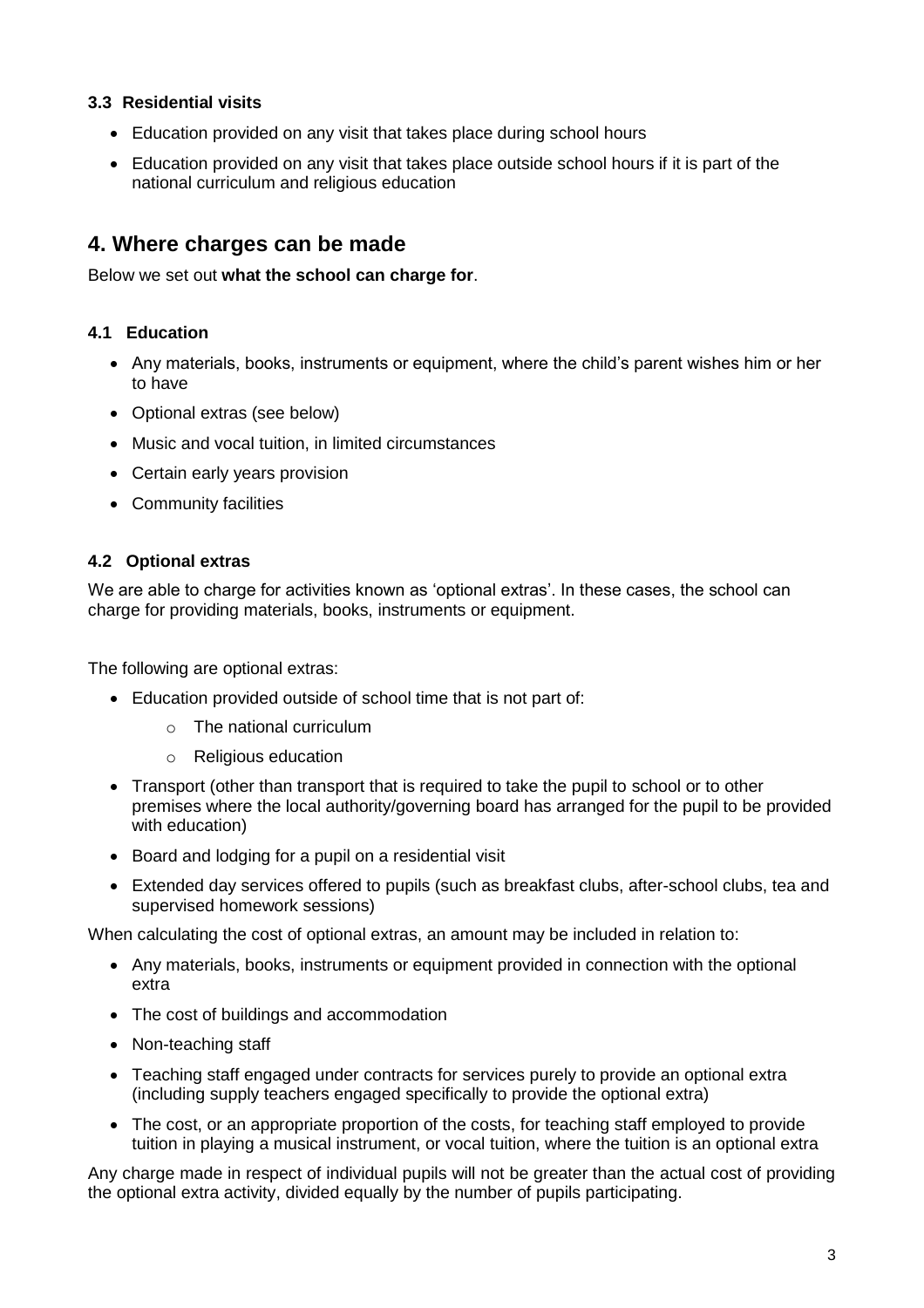### 3.3 Residential visits

- Education provided on any visit that takes place during school hours
- Education provided on any visit that takes place outside school hours if it is part of the national curriculum and religious education

## 4. Where charges can be made

Below we set out **what the school can charge for**.

### 4.1 Education

- Any materials, books, instruments or equipment, where the child's parent wishes him or her to have
- Optional extras (see below)
- Music and vocal tuition, in limited circumstances
- Certain early years provision
- Community facilities

### 4.2 Optional extras

We are able to charge for activities known as 'optional extras'. In these cases, the school can charge for providing materials, books, instruments or equipment.

The following are optional extras:

- Education provided outside of school time that is not part of:
  - The national curriculum
  - Religious education
- Transport (other than transport that is required to take the pupil to school or to other premises where the local authority/governing board has arranged for the pupil to be provided with education)
- Board and lodging for a pupil on a residential visit
- Extended day services offered to pupils (such as breakfast clubs, after-school clubs, tea and supervised homework sessions)

When calculating the cost of optional extras, an amount may be included in relation to:

- Any materials, books, instruments or equipment provided in connection with the optional extra
- The cost of buildings and accommodation
- Non-teaching staff
- Teaching staff engaged under contracts for services purely to provide an optional extra (including supply teachers engaged specifically to provide the optional extra)
- The cost, or an appropriate proportion of the costs, for teaching staff employed to provide tuition in playing a musical instrument, or vocal tuition, where the tuition is an optional extra

Any charge made in respect of individual pupils will not be greater than the actual cost of providing the optional extra activity, divided equally by the number of pupils participating.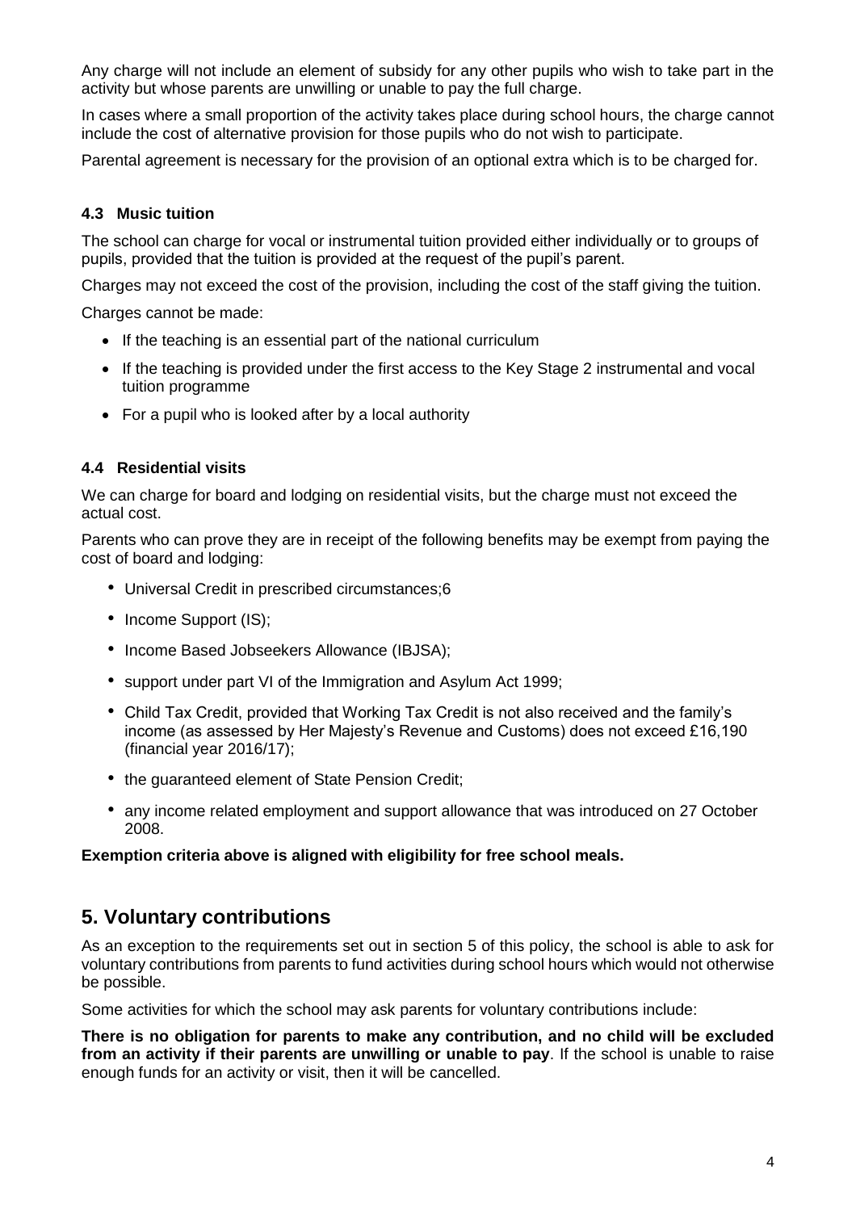Any charge will not include an element of subsidy for any other pupils who wish to take part in the activity but whose parents are unwilling or unable to pay the full charge.

In cases where a small proportion of the activity takes place during school hours, the charge cannot include the cost of alternative provision for those pupils who do not wish to participate.

Parental agreement is necessary for the provision of an optional extra which is to be charged for.

### 4.3 Music tuition

The school can charge for vocal or instrumental tuition provided either individually or to groups of pupils, provided that the tuition is provided at the request of the pupil's parent.

Charges may not exceed the cost of the provision, including the cost of the staff giving the tuition.

Charges cannot be made:

- If the teaching is an essential part of the national curriculum
- If the teaching is provided under the first access to the Key Stage 2 instrumental and vocal tuition programme
- For a pupil who is looked after by a local authority

### 4.4 Residential visits

We can charge for board and lodging on residential visits, but the charge must not exceed the actual cost.

Parents who can prove they are in receipt of the following benefits may be exempt from paying the cost of board and lodging:

- Universal Credit in prescribed circumstances;6
- Income Support (IS);
- Income Based Jobseekers Allowance (IBJSA);
- support under part VI of the Immigration and Asylum Act 1999;
- Child Tax Credit, provided that Working Tax Credit is not also received and the family's income (as assessed by Her Majesty's Revenue and Customs) does not exceed £16,190 (financial year 2016/17);
- the guaranteed element of State Pension Credit;
- any income related employment and support allowance that was introduced on 27 October 2008.

**Exemption criteria above is aligned with eligibility for free school meals.**

## 5. Voluntary contributions

As an exception to the requirements set out in section 5 of this policy, the school is able to ask for voluntary contributions from parents to fund activities during school hours which would not otherwise be possible.

Some activities for which the school may ask parents for voluntary contributions include:

**There is no obligation for parents to make any contribution, and no child will be excluded from an activity if their parents are unwilling or unable to pay**. If the school is unable to raise enough funds for an activity or visit, then it will be cancelled.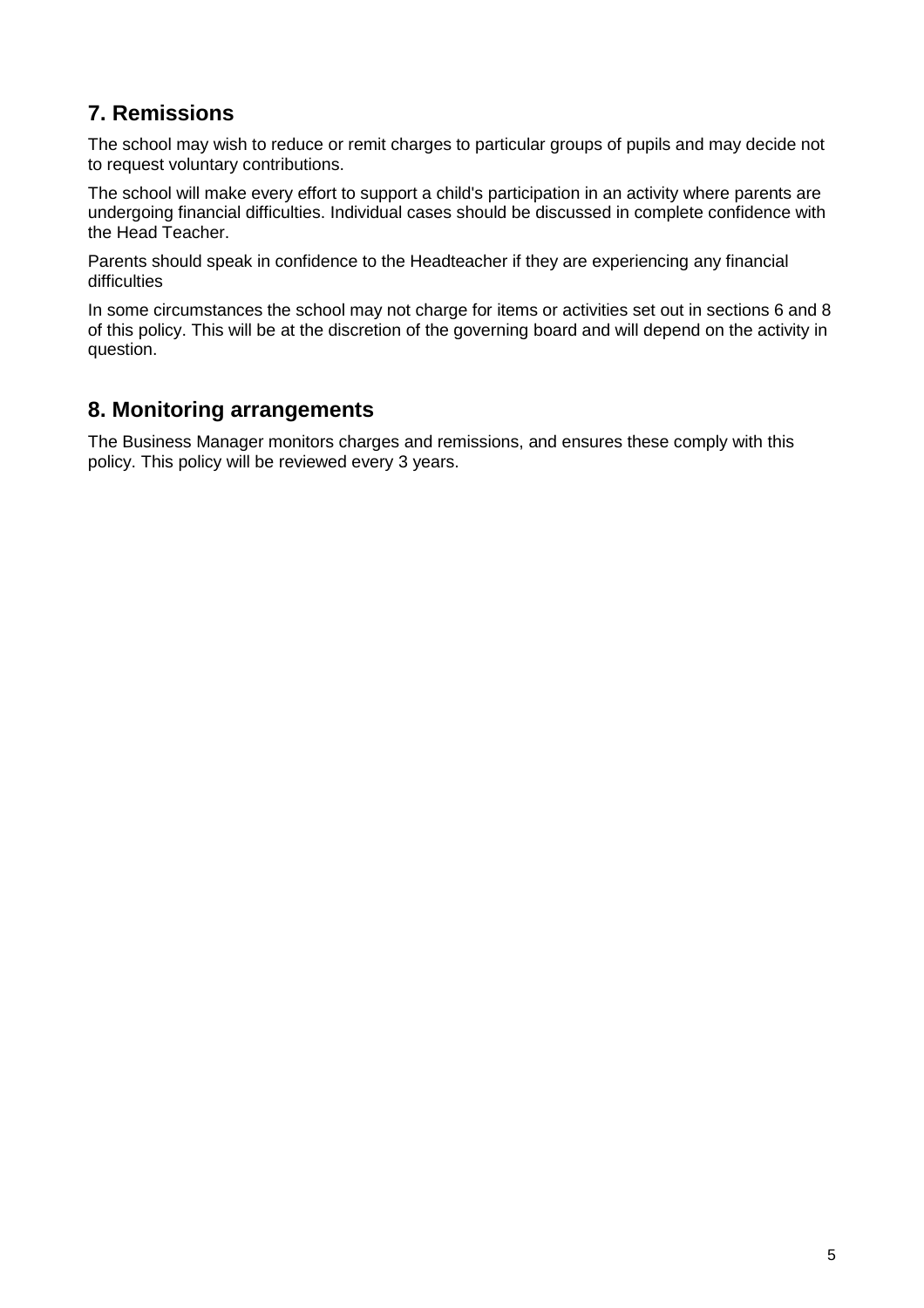## 7. Remissions

The school may wish to reduce or remit charges to particular groups of pupils and may decide not to request voluntary contributions.

The school will make every effort to support a child's participation in an activity where parents are undergoing financial difficulties. Individual cases should be discussed in complete confidence with the Head Teacher.

Parents should speak in confidence to the Headteacher if they are experiencing any financial difficulties

In some circumstances the school may not charge for items or activities set out in sections 6 and 8 of this policy. This will be at the discretion of the governing board and will depend on the activity in question.

## 8. Monitoring arrangements

The Business Manager monitors charges and remissions, and ensures these comply with this policy. This policy will be reviewed every 3 years.